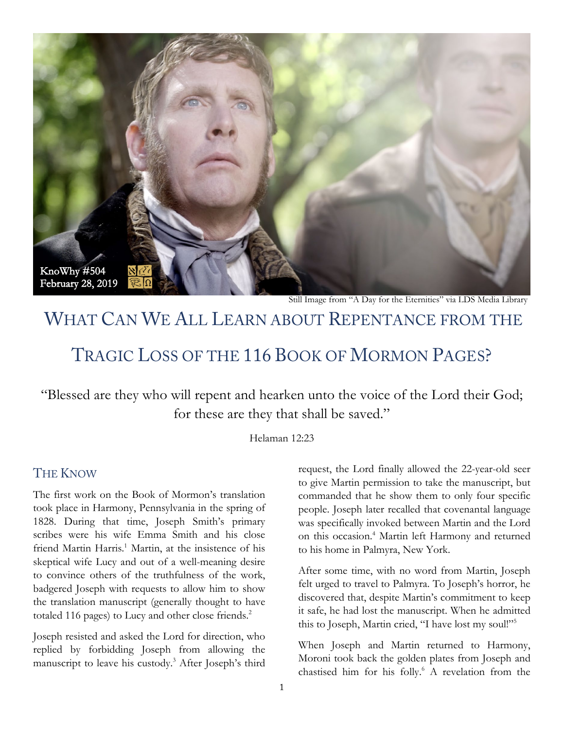KnoWhy #504
February 28, 2019

Still Image from "A Day for the Eternities" via LDS Media Library

# What Can We All Learn about Repentance from the Tragic Loss of the 116 Book of Mormon Pages?

"Blessed are they who will repent and hearken unto the voice of the Lord their God; for these are they that shall be saved."

Helaman 12:23

## The Know

The first work on the Book of Mormon's translation took place in Harmony, Pennsylvania in the spring of 1828. During that time, Joseph Smith's primary scribes were his wife Emma Smith and his close friend Martin Harris.[1] Martin, at the insistence of his skeptical wife Lucy and out of a well-meaning desire to convince others of the truthfulness of the work, badgered Joseph with requests to allow him to show the translation manuscript (generally thought to have totaled 116 pages) to Lucy and other close friends.[2]

Joseph resisted and asked the Lord for direction, who replied by forbidding Joseph from allowing the manuscript to leave his custody.[3] After Joseph's third request, the Lord finally allowed the 22-year-old seer to give Martin permission to take the manuscript, but commanded that he show them to only four specific people. Joseph later recalled that covenantal language was specifically invoked between Martin and the Lord on this occasion.[4] Martin left Harmony and returned to his home in Palmyra, New York.

After some time, with no word from Martin, Joseph felt urged to travel to Palmyra. To Joseph's horror, he discovered that, despite Martin's commitment to keep it safe, he had lost the manuscript. When he admitted this to Joseph, Martin cried, "I have lost my soul!"[5]

When Joseph and Martin returned to Harmony, Moroni took back the golden plates from Joseph and chastised him for his folly.[6] A revelation from the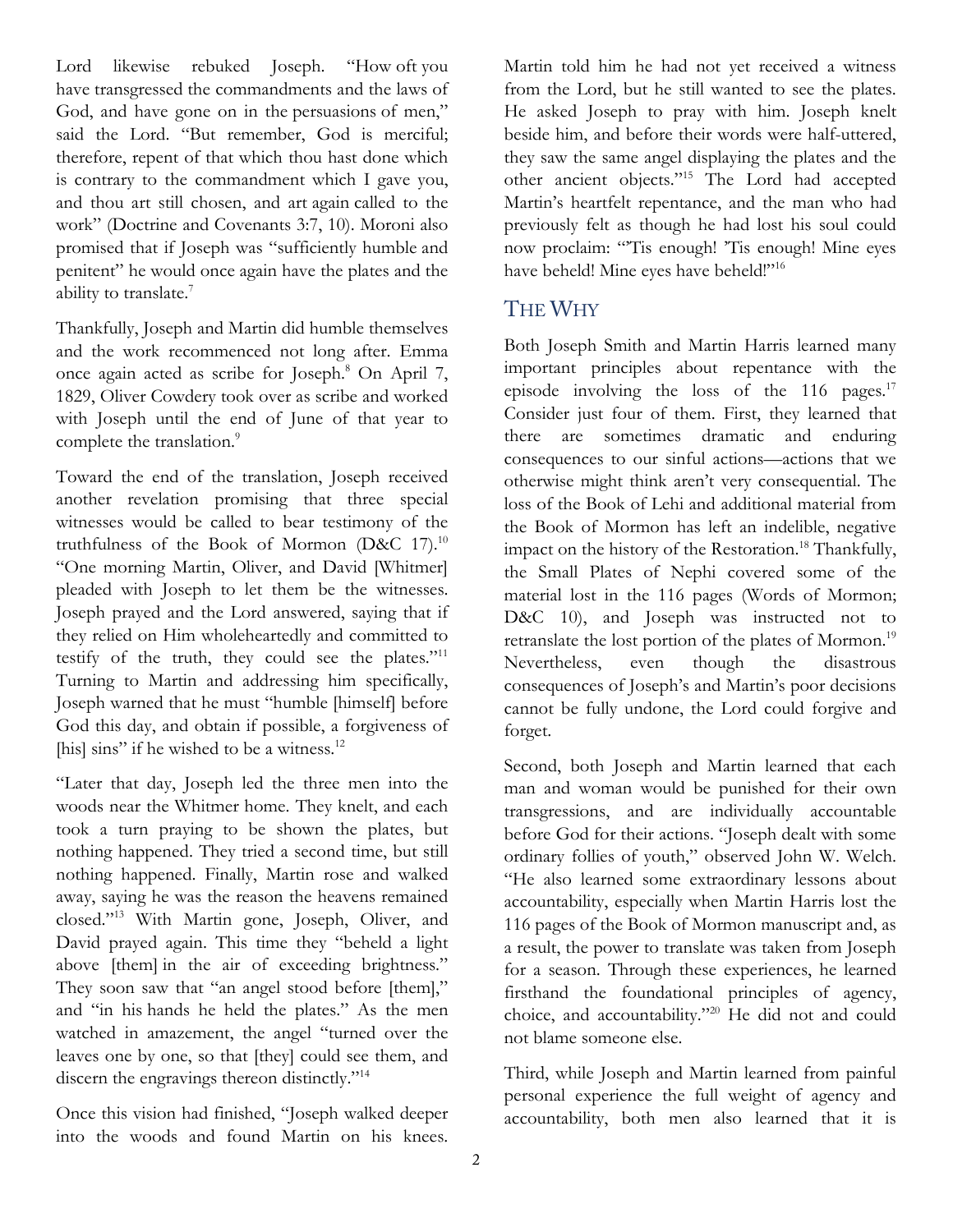Lord likewise rebuked Joseph. "How oft you have transgressed the commandments and the laws of God, and have gone on in the persuasions of men," said the Lord. "But remember, God is merciful; therefore, repent of that which thou hast done which is contrary to the commandment which I gave you, and thou art still chosen, and art again called to the work" (Doctrine and Covenants 3:7, 10). Moroni also promised that if Joseph was "sufficiently humble and penitent" he would once again have the plates and the ability to translate.[7]

Thankfully, Joseph and Martin did humble themselves and the work recommenced not long after. Emma once again acted as scribe for Joseph.[8] On April 7, 1829, Oliver Cowdery took over as scribe and worked with Joseph until the end of June of that year to complete the translation.[9]

Toward the end of the translation, Joseph received another revelation promising that three special witnesses would be called to bear testimony of the truthfulness of the Book of Mormon (D&C 17).[10] "One morning Martin, Oliver, and David [Whitmer] pleaded with Joseph to let them be the witnesses. Joseph prayed and the Lord answered, saying that if they relied on Him wholeheartedly and committed to testify of the truth, they could see the plates."[11] Turning to Martin and addressing him specifically, Joseph warned that he must "humble [himself] before God this day, and obtain if possible, a forgiveness of [his] sins" if he wished to be a witness.[12]

"Later that day, Joseph led the three men into the woods near the Whitmer home. They knelt, and each took a turn praying to be shown the plates, but nothing happened. They tried a second time, but still nothing happened. Finally, Martin rose and walked away, saying he was the reason the heavens remained closed."[13] With Martin gone, Joseph, Oliver, and David prayed again. This time they "beheld a light above [them] in the air of exceeding brightness." They soon saw that "an angel stood before [them]," and "in his hands he held the plates." As the men watched in amazement, the angel "turned over the leaves one by one, so that [they] could see them, and discern the engravings thereon distinctly."[14]

Once this vision had finished, "Joseph walked deeper into the woods and found Martin on his knees. Martin told him he had not yet received a witness from the Lord, but he still wanted to see the plates. He asked Joseph to pray with him. Joseph knelt beside him, and before their words were half-uttered, they saw the same angel displaying the plates and the other ancient objects."[15] The Lord had accepted Martin's heartfelt repentance, and the man who had previously felt as though he had lost his soul could now proclaim: "'Tis enough! 'Tis enough! Mine eyes have beheld! Mine eyes have beheld!"[16]

## The Why

Both Joseph Smith and Martin Harris learned many important principles about repentance with the episode involving the loss of the 116 pages.[17] Consider just four of them. First, they learned that there are sometimes dramatic and enduring consequences to our sinful actions—actions that we otherwise might think aren't very consequential. The loss of the Book of Lehi and additional material from the Book of Mormon has left an indelible, negative impact on the history of the Restoration.[18] Thankfully, the Small Plates of Nephi covered some of the material lost in the 116 pages (Words of Mormon; D&C 10), and Joseph was instructed not to retranslate the lost portion of the plates of Mormon.[19] Nevertheless, even though the disastrous consequences of Joseph's and Martin's poor decisions cannot be fully undone, the Lord could forgive and forget.

Second, both Joseph and Martin learned that each man and woman would be punished for their own transgressions, and are individually accountable before God for their actions. "Joseph dealt with some ordinary follies of youth," observed John W. Welch. "He also learned some extraordinary lessons about accountability, especially when Martin Harris lost the 116 pages of the Book of Mormon manuscript and, as a result, the power to translate was taken from Joseph for a season. Through these experiences, he learned firsthand the foundational principles of agency, choice, and accountability."[20] He did not and could not blame someone else.

Third, while Joseph and Martin learned from painful personal experience the full weight of agency and accountability, both men also learned that it is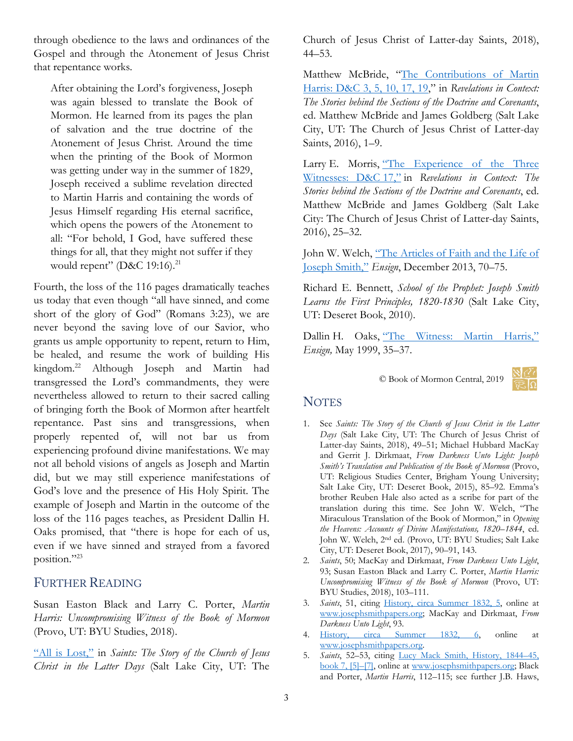through obedience to the laws and ordinances of the Gospel and through the Atonement of Jesus Christ that repentance works.

> After obtaining the Lord's forgiveness, Joseph was again blessed to translate the Book of Mormon. He learned from its pages the plan of salvation and the true doctrine of the Atonement of Jesus Christ. Around the time when the printing of the Book of Mormon was getting under way in the summer of 1829, Joseph received a sublime revelation directed to Martin Harris and containing the words of Jesus Himself regarding His eternal sacrifice, which opens the powers of the Atonement to all: "For behold, I God, have suffered these things for all, that they might not suffer if they would repent" (D&C 19:16).[21]

Fourth, the loss of the 116 pages dramatically teaches us today that even though "all have sinned, and come short of the glory of God" (Romans 3:23), we are never beyond the saving love of our Savior, who grants us ample opportunity to repent, return to Him, be healed, and resume the work of building His kingdom.[22] Although Joseph and Martin had transgressed the Lord's commandments, they were nevertheless allowed to return to their sacred calling of bringing forth the Book of Mormon after heartfelt repentance. Past sins and transgressions, when properly repented of, will not bar us from experiencing profound divine manifestations. We may not all behold visions of angels as Joseph and Martin did, but we may still experience manifestations of God's love and the presence of His Holy Spirit. The example of Joseph and Martin in the outcome of the loss of the 116 pages teaches, as President Dallin H. Oaks promised, that "there is hope for each of us, even if we have sinned and strayed from a favored position."[23]

## Further Reading

Susan Easton Black and Larry C. Porter, *Martin Harris: Uncompromising Witness of the Book of Mormon* (Provo, UT: BYU Studies, 2018).

"All is Lost," in *Saints: The Story of the Church of Jesus Christ in the Latter Days* (Salt Lake City, UT: The Church of Jesus Christ of Latter-day Saints, 2018), 44–53.

Matthew McBride, "The Contributions of Martin Harris: D&C 3, 5, 10, 17, 19," in *Relevations in Context: The Stories behind the Sections of the Doctrine and Covenants*, ed. Matthew McBride and James Goldberg (Salt Lake City, UT: The Church of Jesus Christ of Latter-day Saints, 2016), 1–9.

Larry E. Morris, "The Experience of the Three Witnesses: D&C 17," in *Revelations in Context: The Stories behind the Sections of the Doctrine and Covenants*, ed. Matthew McBride and James Goldberg (Salt Lake City: The Church of Jesus Christ of Latter-day Saints, 2016), 25–32.

John W. Welch, "The Articles of Faith and the Life of Joseph Smith," *Ensign*, December 2013, 70–75.

Richard E. Bennett, *School of the Prophet: Joseph Smith Learns the First Principles, 1820-1830* (Salt Lake City, UT: Deseret Book, 2010).

Dallin H. Oaks, "The Witness: Martin Harris," *Ensign,* May 1999, 35–37.

© Book of Mormon Central, 2019

## Notes

1. See *Saints: The Story of the Church of Jesus Christ in the Latter Days* (Salt Lake City, UT: The Church of Jesus Christ of Latter-day Saints, 2018), 49–51; Michael Hubbard MacKay and Gerrit J. Dirkmaat, *From Darkness Unto Light: Joseph Smith's Translation and Publication of the Book of Mormon* (Provo, UT: Religious Studies Center, Brigham Young University; Salt Lake City, UT: Deseret Book, 2015), 85–92. Emma's brother Reuben Hale also acted as a scribe for part of the translation during this time. See John W. Welch, "The Miraculous Translation of the Book of Mormon," in *Opening the Heavens: Accounts of Divine Manifestations, 1820–1844*, ed. John W. Welch, 2nd ed. (Provo, UT: BYU Studies; Salt Lake City, UT: Deseret Book, 2017), 90–91, 143.
2. *Saints*, 50; MacKay and Dirkmaat, *From Darkness Unto Light*, 93; Susan Easton Black and Larry C. Porter, *Martin Harris: Uncompromising Witness of the Book of Mormon* (Provo, UT: BYU Studies, 2018), 103–111.
3. *Saints*, 51, citing History, circa Summer 1832, 5, online at www.josephsmithpapers.org; MacKay and Dirkmaat, *From Darkness Unto Light*, 93.
4. History, circa Summer 1832, 6, online at www.josephsmithpapers.org.
5. *Saints*, 52–53, citing Lucy Mack Smith, History, 1844–45, book 7, [5]–[7], online at www.josephsmithpapers.org; Black and Porter, *Martin Harris*, 112–115; see further J.B. Haws,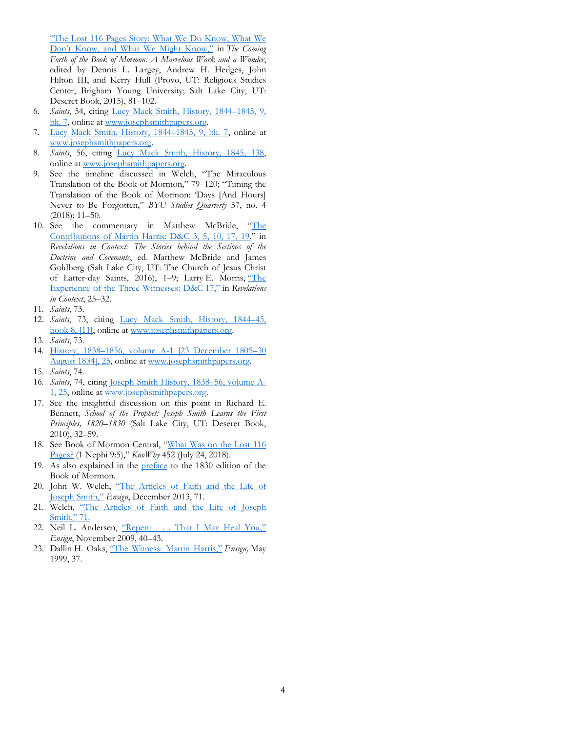"The Lost 116 Pages Story: What We Do Know, What We Don't Know, and What We Might Know," in *The Coming Forth of the Book of Mormon: A Marvelous Work and a Wonder*, edited by Dennis L. Largey, Andrew H. Hedges, John Hilton III, and Kerry Hull (Provo, UT: Religious Studies Center, Brigham Young University; Salt Lake City, UT: Deseret Book, 2015), 81–102.

6. *Saints*, 54, citing Lucy Mack Smith, History, 1844–1845, 9, bk. 7, online at www.josephsmithpapers.org.
7. Lucy Mack Smith, History, 1844–1845, 9, bk. 7, online at www.josephsmithpapers.org.
8. *Saints*, 56, citing Lucy Mack Smith, History, 1845, 138, online at www.josephsmithpapers.org.
9. See the timeline discussed in Welch, "The Miraculous Translation of the Book of Mormon," 79–120; "Timing the Translation of the Book of Mormon: 'Days [And Hours] Never to Be Forgotten," *BYU Studies Quarterly* 57, no. 4 (2018): 11–50.
10. See the commentary in Matthew McBride, "The Contributions of Martin Harris: D&C 3, 5, 10, 17, 19," in *Revelations in Context: The Stories behind the Sections of the Doctrine and Covenants*, ed. Matthew McBride and James Goldberg (Salt Lake City, UT: The Church of Jesus Christ of Latter-day Saints, 2016), 1–9; Larry E. Morris, "The Experience of the Three Witnesses: D&C 17," in *Revelations in Context*, 25–32.
11. *Saints*, 73.
12. *Saints*, 73, citing Lucy Mack Smith, History, 1844–45, book 8, [11], online at www.josephsmithpapers.org.
13. *Saints*, 73.
14. History, 1838–1856, volume A-1 [23 December 1805–30 August 1834], 25, online at www.josephsmithpapers.org.
15. *Saints*, 74.
16. *Saints*, 74, citing Joseph Smith History, 1838–56, volume A-1, 25, online at www.josephsmithpapers.org.
17. See the insightful discussion on this point in Richard E. Bennett, *School of the Prophet: Joseph Smith Learns the First Principles, 1820–1830* (Salt Lake City, UT: Deseret Book, 2010), 32–59.
18. See Book of Mormon Central, "What Was on the Lost 116 Pages? (1 Nephi 9:5)," *KnoWhy* 452 (July 24, 2018).
19. As also explained in the preface to the 1830 edition of the Book of Mormon.
20. John W. Welch, "The Articles of Faith and the Life of Joseph Smith," *Ensign*, December 2013, 71.
21. Welch, "The Articles of Faith and the Life of Joseph Smith," 71.
22. Neil L. Andersen, "Repent . . . That I May Heal You," *Ensign*, November 2009, 40–43.
23. Dallin H. Oaks, "The Witness: Martin Harris," *Ensign,* May 1999, 37.